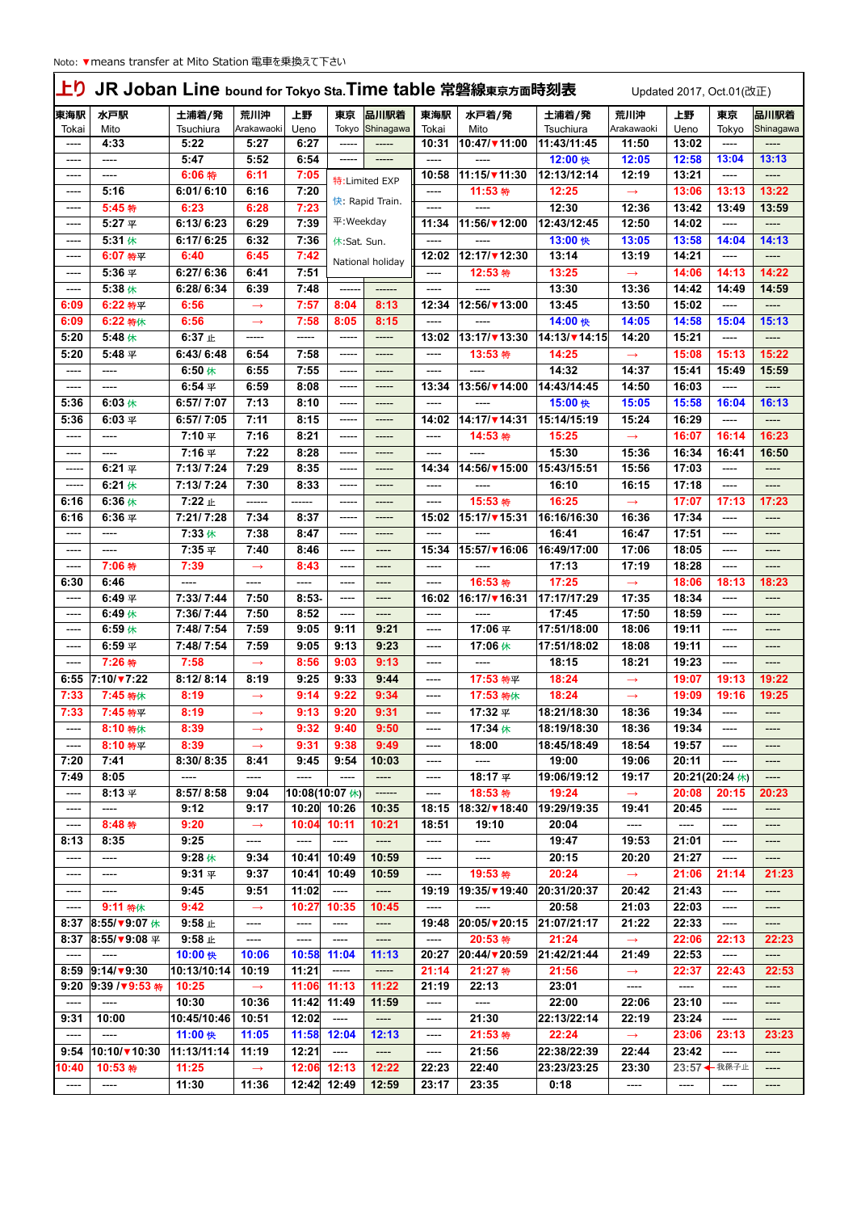Noto: ▼means transfer at Mito Station 電車を乗換えて下さい

# 上り JR Joban Line bound for Tokyo Sta. Time table 常磐線東京方面時刻表

Updated 2017, Oct.01(改正)

| 東海駅 Tokai | 水戸駅 Mito | 土浦着/発 Tsuchiura | 荒川沖 Arakawaoki | 上野 Ueno | 東京 Tokyo | 品川駅着 Shinagawa | 東海駅 Tokai | 水戸着/発 Mito | 土浦着/発 Tsuchiura | 荒川沖 Arakawaoki | 上野 Ueno | 東京 Tokyo | 品川駅着 Shinagawa |
|---|---|---|---|---|---|---|---|---|---|---|---|---|---|
| ---- | 4:33 | 5:22 | 5:27 | 6:27 | ----- | ----- | 10:31 | 10:47/▼11:00 | 11:43/11:45 | 11:50 | 13:02 | ---- | ---- |
| ---- | ---- | 5:47 | 5:52 | 6:54 | ----- | ----- | ---- | ---- | 12:00 快 | 12:05 | 12:58 | 13:04 | 13:13 |
| ---- | ---- | 6:06 特 | 6:11 | 7:05 | 特:Limited EXP | | 10:58 | 11:15/▼11:30 | 12:13/12:14 | 12:19 | 13:21 | ---- | ---- |
| ---- | 5:16 | 6:01/ 6:10 | 6:16 | 7:20 | 快: Rapid Train. | | ---- | 11:53 特 | 12:25 | → | 13:06 | 13:13 | 13:22 |
| ---- | 5:45 特 | 6:23 | 6:28 | 7:23 | | | ---- | ---- | 12:30 | 12:36 | 13:42 | 13:49 | 13:59 |
| ---- | 5:27 平 | 6:13/ 6:23 | 6:29 | 7:39 | 平:Weekday | | 11:34 | 11:56/▼12:00 | 12:43/12:45 | 12:50 | 14:02 | ---- | ---- |
| ---- | 5:31 休 | 6:17/ 6:25 | 6:32 | 7:36 | 休:Sat. Sun. | | ---- | ---- | 13:00 快 | 13:05 | 13:58 | 14:04 | 14:13 |
| ---- | 6:07 特平 | 6:40 | 6:45 | 7:42 | National holiday | | 12:02 | 12:17/▼12:30 | 13:14 | 13:19 | 14:21 | ---- | ---- |
| ---- | 5:36 平 | 6:27/ 6:36 | 6:41 | 7:51 | | | ---- | 12:53 特 | 13:25 | → | 14:06 | 14:13 | 14:22 |
| ---- | 5:38 休 | 6:28/ 6:34 | 6:39 | 7:48 | ------ | ------ | ---- | ---- | 13:30 | 13:36 | 14:42 | 14:49 | 14:59 |
| 6:09 | 6:22 特平 | 6:56 | → | 7:57 | 8:04 | 8:13 | 12:34 | 12:56/▼13:00 | 13:45 | 13:50 | 15:02 | ---- | ---- |
| 6:09 | 6:22 特休 | 6:56 | → | 7:58 | 8:05 | 8:15 | ---- | ---- | 14:00 快 | 14:05 | 14:58 | 15:04 | 15:13 |
| 5:20 | 5:48 休 | 6:37 止 | ----- | ----- | ----- | ----- | 13:02 | 13:17/▼13:30 | 14:13/▼14:15 | 14:20 | 15:21 | ---- | ---- |
| 5:20 | 5:48 平 | 6:43/ 6:48 | 6:54 | 7:58 | ----- | ----- | ---- | 13:53 特 | 14:25 | → | 15:08 | 15:13 | 15:22 |
| ---- | ---- | 6:50 休 | 6:55 | 7:55 | ----- | ----- | ---- | ---- | 14:32 | 14:37 | 15:41 | 15:49 | 15:59 |
| ---- | ---- | 6:54 平 | 6:59 | 8:08 | ----- | ----- | 13:34 | 13:56/▼14:00 | 14:43/14:45 | 14:50 | 16:03 | ---- | ---- |
| 5:36 | 6:03 休 | 6:57/ 7:07 | 7:13 | 8:10 | ----- | ----- | ---- | ---- | 15:00 快 | 15:05 | 15:58 | 16:04 | 16:13 |
| 5:36 | 6:03 平 | 6:57/ 7:05 | 7:11 | 8:15 | ----- | ----- | 14:02 | 14:17/▼14:31 | 15:14/15:19 | 15:24 | 16:29 | ---- | ---- |
| ---- | ---- | 7:10 平 | 7:16 | 8:21 | ----- | ----- | ---- | 14:53 特 | 15:25 | → | 16:07 | 16:14 | 16:23 |
| ---- | ---- | 7:16 平 | 7:22 | 8:28 | ----- | ----- | ---- | ---- | 15:30 | 15:36 | 16:34 | 16:41 | 16:50 |
| ----- | 6:21 平 | 7:13/ 7:24 | 7:29 | 8:35 | ----- | ----- | 14:34 | 14:56/▼15:00 | 15:43/15:51 | 15:56 | 17:03 | ---- | ---- |
| ----- | 6:21 休 | 7:13/ 7:24 | 7:30 | 8:33 | ----- | ----- | ---- | ---- | 16:10 | 16:15 | 17:18 | ---- | ---- |
| 6:16 | 6:36 休 | 7:22 止 | ------ | ------ | ----- | ----- | ---- | 15:53 特 | 16:25 | → | 17:07 | 17:13 | 17:23 |
| 6:16 | 6:36 平 | 7:21/ 7:28 | 7:34 | 8:37 | ----- | ----- | 15:02 | 15:17/▼15:31 | 16:16/16:30 | 16:36 | 17:34 | ---- | ---- |
| ---- | ---- | 7:33 休 | 7:38 | 8:47 | ----- | ----- | ---- | ---- | 16:41 | 16:47 | 17:51 | ---- | ---- |
| ---- | ---- | 7:35 平 | 7:40 | 8:46 | ---- | ---- | 15:34 | 15:57/▼16:06 | 16:49/17:00 | 17:06 | 18:05 | ---- | ---- |
| ---- | 7:06 特 | 7:39 | → | 8:43 | ---- | ---- | ---- | ---- | 17:13 | 17:19 | 18:28 | ---- | ---- |
| 6:30 | 6:46 | ---- | ---- | ---- | ---- | ---- | ---- | 16:53 特 | 17:25 | → | 18:06 | 18:13 | 18:23 |
| ---- | 6:49 平 | 7:33/ 7:44 | 7:50 | 8:53- | ---- | ---- | 16:02 | 16:17/▼16:31 | 17:17/17:29 | 17:35 | 18:34 | ---- | ---- |
| ---- | 6:49 休 | 7:36/ 7:44 | 7:50 | 8:52 | ---- | ---- | ---- | ---- | 17:45 | 17:50 | 18:59 | ---- | ---- |
| ---- | 6:59 休 | 7:48/ 7:54 | 7:59 | 9:05 | 9:11 | 9:21 | ---- | 17:06 平 | 17:51/18:00 | 18:06 | 19:11 | ---- | ---- |
| ---- | 6:59 平 | 7:48/ 7:54 | 7:59 | 9:05 | 9:13 | 9:23 | ---- | 17:06 休 | 17:51/18:02 | 18:08 | 19:11 | ---- | ---- |
| ---- | 7:26 特 | 7:58 | → | 8:56 | 9:03 | 9:13 | ---- | ---- | 18:15 | 18:21 | 19:23 | ---- | ---- |
| 6:55 | 7:10/▼7:22 | 8:12/ 8:14 | 8:19 | 9:25 | 9:33 | 9:44 | ---- | 17:53 特平 | 18:24 | → | 19:07 | 19:13 | 19:22 |
| 7:33 | 7:45 特休 | 8:19 | → | 9:14 | 9:22 | 9:34 | ---- | 17:53 特休 | 18:24 | → | 19:09 | 19:16 | 19:25 |
| 7:33 | 7:45 特平 | 8:19 | → | 9:13 | 9:20 | 9:31 | ---- | 17:32 平 | 18:21/18:30 | 18:36 | 19:34 | ---- | ---- |
| ---- | 8:10 特休 | 8:39 | → | 9:32 | 9:40 | 9:50 | ---- | 17:34 休 | 18:19/18:30 | 18:36 | 19:34 | ---- | ---- |
| ---- | 8:10 特平 | 8:39 | → | 9:31 | 9:38 | 9:49 | ---- | 18:00 | 18:45/18:49 | 18:54 | 19:57 | ---- | ---- |
| 7:20 | 7:41 | 8:30/ 8:35 | 8:41 | 9:45 | 9:54 | 10:03 | ---- | ---- | 19:00 | 19:06 | 20:11 | ---- | ---- |
| 7:49 | 8:05 | ---- | ---- | ---- | ---- | ---- | ---- | 18:17 平 | 19:06/19:12 | 19:17 | 20:21(20:24 休) | | ---- |
| ---- | 8:13 平 | 8:57/ 8:58 | 9:04 | 10:08(10:07 休) | | ------ | ---- | 18:53 特 | 19:24 | → | 20:08 | 20:15 | 20:23 |
| ---- | ---- | 9:12 | 9:17 | 10:20 | 10:26 | 10:35 | 18:15 | 18:32/▼18:40 | 19:29/19:35 | 19:41 | 20:45 | ---- | ---- |
| ---- | 8:48 特 | 9:20 | → | 10:04 | 10:11 | 10:21 | 18:51 | 19:10 | 20:04 | ---- | ---- | ---- | ---- |
| 8:13 | 8:35 | 9:25 | ---- | ---- | ---- | ---- | ---- | ---- | 19:47 | 19:53 | 21:01 | ---- | ---- |
| ---- | ---- | 9:28 休 | 9:34 | 10:41 | 10:49 | 10:59 | ---- | ---- | 20:15 | 20:20 | 21:27 | ---- | ---- |
| ---- | ---- | 9:31 平 | 9:37 | 10:41 | 10:49 | 10:59 | ---- | 19:53 特 | 20:24 | → | 21:06 | 21:14 | 21:23 |
| ---- | ---- | 9:45 | 9:51 | 11:02 | ---- | ---- | 19:19 | 19:35/▼19:40 | 20:31/20:37 | 20:42 | 21:43 | ---- | ---- |
| ---- | 9:11 特休 | 9:42 | → | 10:27 | 10:35 | 10:45 | ---- | ---- | 20:58 | 21:03 | 22:03 | ---- | ---- |
| 8:37 | 8:55/▼9:07 休 | 9:58 止 | ---- | ---- | ---- | ---- | 19:48 | 20:05/▼20:15 | 21:07/21:17 | 21:22 | 22:33 | ---- | ---- |
| 8:37 | 8:55/▼9:08 平 | 9:58 止 | ---- | ---- | ---- | ---- | ---- | 20:53 特 | 21:24 | → | 22:06 | 22:13 | 22:23 |
| ---- | ---- | 10:00 快 | 10:06 | 10:58 | 11:04 | 11:13 | 20:27 | 20:44/▼20:59 | 21:42/21:44 | 21:49 | 22:53 | ---- | ---- |
| 8:59 | 9:14/▼9:30 | 10:13/10:14 | 10:19 | 11:21 | ----- | ----- | 21:14 | 21:27 特 | 21:56 | → | 22:37 | 22:43 | 22:53 |
| 9:20 | 9:39 /▼9:53 特 | 10:25 | → | 11:06 | 11:13 | 11:22 | 21:19 | 22:13 | 23:01 | ---- | ---- | ---- | ---- |
| ---- | ---- | 10:30 | 10:36 | 11:42 | 11:49 | 11:59 | ---- | ---- | 22:00 | 22:06 | 23:10 | ---- | ---- |
| 9:31 | 10:00 | 10:45/10:46 | 10:51 | 12:02 | ---- | ---- | ---- | 21:30 | 22:13/22:14 | 22:19 | 23:24 | ---- | ---- |
| ---- | ---- | 11:00 快 | 11:05 | 11:58 | 12:04 | 12:13 | ---- | 21:53 特 | 22:24 | → | 23:06 | 23:13 | 23:23 |
| 9:54 | 10:10/▼10:30 | 11:13/11:14 | 11:19 | 12:21 | ---- | ---- | ---- | 21:56 | 22:38/22:39 | 22:44 | 23:42 | ---- | ---- |
| 10:40 | 10:53 特 | 11:25 | → | 12:06 | 12:13 | 12:22 | 22:23 | 22:40 | 23:23/23:25 | 23:30 | 23:57 ←我孫子止 | | ---- |
| ---- | ---- | 11:30 | 11:36 | 12:42 | 12:49 | 12:59 | 23:17 | 23:35 | 0:18 | ---- | ---- | ---- | ---- |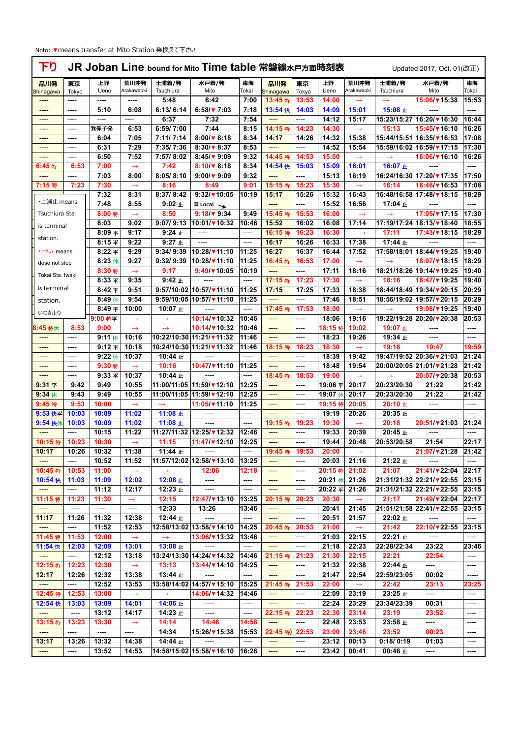Note: ▼means transfer at Mito Station 乗換えて下さい

# 下り JR Joban Line bound for Mito Time table 常磐線水戸方面時刻表

Updated 2017, Oct. 01(改正)

| 品川発 Shinagawa | 東京 Tokyo | 上野 Ueno | 荒川沖発 Arakawaoki | 土浦着/発 Tsuchiura | 水戸着/発 Mito | 東海 Tokai | 品川発 Shinagawa | 東京 Tokyo | 上野 Ueno | 荒川沖発 Arakawaoki | 土浦着/発 Tsuchiura | 水戸着/発 Mito | 東海 Tokai |
|---|---|---|---|---|---|---|---|---|---|---|---|---|---|
| ---- | ---- | ---- | ---- | 5:48 | 6:42 | 7:00 | 13:45 特 | 13:53 | 14:00 | → | → | 15:06/▼15:38 | 15:53 |
| ---- | ---- | 5:10 | 6:08 | 6:13/ 6:14 | 6:58/▼ 7:03 | 7:18 | 13:54 快 | 14:03 | 14:09 | 15:01 | 15:08 止 | ---- | ---- |
| ---- | ---- | ---- | ---- | 6:37 | 7:32 | 7:54 | ---- | ---- | 14:12 | 15:17 | 15:23/15:27 | 16:20/▼16:30 | 16:44 |
| ---- | ---- | 我孫子発 | 6:53 | 6:59/ 7:00 | 7:44 | 8:15 | 14:15 特 | 14:23 | 14:30 | → | 15:13 | 15:45/▼16:10 | 16:26 |
| ---- | ---- | 6:04 | 7:05 | 7:11/ 7:14 | 8:00/▼ 8:18 | 8:34 | 14:17 | 14:26 | 14:32 | 15:38 | 15:44/15:51 | 16:35/▼16:53 | 17:08 |
| ---- | ---- | 6:31 | 7:29 | 7:35/ 7:36 | 8:30/▼ 8:37 | 8:53 | ---- | ---- | 14:52 | 15:54 | 15:59/16:02 | 16:59/▼17:15 | 17:30 |
| ---- | ---- | 6:50 | 7:52 | 7:57/ 8:02 | 8:45/▼ 9:09 | 9:32 | 14:45 特 | 14:53 | 15:00 | → | → | 16:06/▼16:10 | 16:26 |
| 6:45 特 | 6:53 | 7:00 | → | 7:42 | 8:10/▼ 8:18 | 8:34 | 14:54 快 | 15:03 | 15:09 | 16:01 | 16:07 止 | ---- | ---- |
| ---- | ---- | 7:03 | 8:00 | 8:05/ 8:10 | 9:00/▼ 9:09 | 9:32 | ---- | ---- | 15:13 | 16:19 | 16:24/16:30 | 17:20/▼17:35 | 17:50 |
| 7:15 特 | 7:23 | 7:30 | → | 8:16 | 8:49 | 9:01 | 15:15 特 | 15:23 | 15:30 | → | 16:14 | 16:46/▼16:53 | 17:08 |
| | | 7:32 | 8:31 | 8:37/ 8:42 | 9:32/▼10:05 | 10:19 | 15:17 | 15:26 | 15:32 | 16:43 | 16:48/16:58 | 17:48/▼18:15 | 18:29 |
| ・土浦止 means | | 7:48 | 8:55 | 9:02 止 | 普 Local ↘ | | ---- | ---- | 15:52 | 16:56 | 17:04 止 | ---- | ---- |
| Tsuchiura Sta. | | 8:00 特 | → | 8:50 | 9:18/▼ 9:34 | 9:49 | 15:45 特 | 15:53 | 16:00 | → | → | 17:05/▼17:15 | 17:30 |
| is terminal | | 8:03 | 9:02 | 9:07/ 9:13 | 10:01/▼10:32 | 10:46 | 15:52 | 16:02 | 16:08 | 17:14 | 17:19/17:24 | 18:13/▼18:40 | 18:55 |
| station. | | 8:09 平 | 9:17 | 9:24 止 | ---- | ---- | 16:15 特 | 16:23 | 16:30 | → | 17:11 | 17:43/▼18:15 | 18:29 |
| | | 8:15 平 | 9:22 | 9:27 止 | ---- | ---- | 16:17 | 16:26 | 16:33 | 17:38 | 17:44 止 | ---- | ---- |
| ・→い means | | 8:22 平 | 9:29 | 9:34/ 9:39 | 10:28/▼11:10 | 11:25 | 16:27 | 16:37 | 16:44 | 17:52 | 17:58/18:01 | 18:44/▼19:25 | 19:40 |
| dose not stop | | 8:23 休 | 9:27 | 9:32/ 9:39 | 10:28/▼11:10 | 11:25 | 16:45 特 | 16:53 | 17:00 | → | → | 18:07/▼18:15 | 18:29 |
| Tokai Sta. Iwaki | | 8:30 特 | → | 9:17 | 9:49/▼10:05 | 10:19 | ---- | ---- | 17:11 | 18:16 | 18:21/18:26 | 19:14/▼19:25 | 19:40 |
| is terminal | | 8:33 平 | 9:35 | 9:42 止 | ---- | ---- | 17:15 特 | 17:23 | 17:30 | → | 18:16 | 18:47/▼19:25 | 19:40 |
| station. | | 8:42 平 | 9:51 | 9:57/10:02 | 10:57/▼11:10 | 11:25 | 17:15 | 17:25 | 17:33 | 18:38 | 18:44/18:49 | 19:34/▼20:15 | 20:29 |
| いわき止り | | 8:49 休 | 9:54 | 9:59/10:05 | 10:57/▼11:10 | 11:25 | ---- | ---- | 17:46 | 18:51 | 18:56/19:02 | 19:57/▼20:15 | 20:29 |
| | | 8:49 平 | 10:00 | 10:07 止 | ---- | ---- | 17:45 特 | 17:53 | 18:00 | → | → | 19:08/▼19:25 | 19:40 |
| | | 9:00 特平 | → | → | 10:14/▼10:32 | 10:46 | ---- | ---- | 18:06 | 19:16 | 19:22/19:28 | 20:20/▼20:38 | 20:53 |
| 8:45 特休 | 8:53 | 9:00 | → | → | 10:14/▼10:32 | 10:46 | ---- | ---- | 18:15 特 | 19:02 | 19:07 止 | ---- | ---- |
| ---- | ---- | 9:11 休 | 10:16 | 10:22/10:30 | 11:21/▼11:32 | 11:46 | ---- | ---- | 18:23 | 19:26 | 19:34 止 | ---- | ---- |
| ---- | ---- | 9:12 平 | 10:18 | 10:24/10:30 | 11:21/▼11:32 | 11:46 | 18:15 特 | 18:23 | 18:30 | → | 19:16 | 19:47 | 19:59 |
| ---- | ---- | 9:22 休 | 10:37 | 10:44 止 | ---- | ---- | ---- | ---- | 18:39 | 19:42 | 19:47/19:52 | 20:36/▼21:03 | 21:24 |
| ---- | ---- | 9:30 特 | → | 10:16 | 10:47/▼11:10 | 11:25 | ---- | ---- | 18:48 | 19:54 | 20:00/20:05 | 21:01/▼21:28 | 21:42 |
| ---- | ---- | 9:33 平 | 10:37 | 10:44 止 | ---- | ---- | 18:45 特 | 18:53 | 19:00 | → | → | 20:07/▼20:38 | 20:53 |
| 9:31 平 | 9:42 | 9:49 | 10:55 | 11:00/11:05 | 11:59/▼12:10 | 12:25 | ---- | ---- | 19:06 平 | 20:17 | 20:23/20:30 | 21:22 | 21:42 |
| 9:34 休 | 9:43 | 9:49 | 10:55 | 11:00/11:05 | 11:59/▼12:10 | 12:25 | ---- | ---- | 19:07 休 | 20:17 | 20:23/20:30 | 21:22 | 21:42 |
| 9:45 特 | 9:53 | 10:00 | → | → | 11:05/▼11:10 | 11:25 | ---- | ---- | 19:15 特 | 20:05 | 20:10 止 | ---- | ---- |
| 9:53 快平 | 10:03 | 10:09 | 11:02 | 11:08 止 | ---- | ---- | ---- | ---- | 19:19 | 20:26 | 20:35 止 | ---- | ---- |
| 9:54 快休 | 10:03 | 10:09 | 11:02 | 11:08 止 | ---- | ---- | 19:15 特 | 19:23 | 19:30 | → | 20:18 | 20:51/▼21:03 | 21:24 |
| ---- | ---- | 10:15 | 11:22 | 11:27/11:32 | 12:25/▼12:32 | 12:46 | ---- | ---- | 19:33 | 20:39 | 20:45 止 | ---- | ---- |
| 10:15 特 | 10:23 | 10:30 | → | 11:15 | 11:47/▼12:10 | 12:25 | ---- | ---- | 19:44 | 20:48 | 20:53/20:58 | 21:54 | 22:17 |
| 10:17 | 10:26 | 10:32 | 11:38 | 11:44 止 | ---- | ---- | 19:45 特 | 19:53 | 20:00 | → | → | 21:07/▼21:28 | 21:42 |
| ---- | ---- | 10:52 | 11:52 | 11:57/12:02 | 12:58/▼13:10 | 13:25 | ---- | ---- | 20:03 | 21:16 | 21:22 止 | ---- | ---- |
| 10:45 特 | 10:53 | 11:00 | → | → | 12:06 | 12:18 | ---- | ---- | 20:15 特 | 21:02 | 21:07 | 21:41/▼22:04 | 22:17 |
| 10:54 快 | 11:03 | 11:09 | 12:02 | 12:08 止 | ---- | ---- | ---- | ---- | 20:21 休 | 21:26 | 21:31/21:32 | 22:21/▼22:55 | 23:15 |
| ---- | ---- | 11:12 | 12:17 | 12:23 止 | ---- | ---- | ---- | ---- | 20:22 平 | 21:26 | 21:31/21:32 | 22:21/▼22:55 | 23:15 |
| 11:15 特 | 11:23 | 11:30 | → | 12:15 | 12:47/▼13:10 | 13:25 | 20:15 特 | 20:23 | 20:30 | → | 21:17 | 21:49/▼22:04 | 22:17 |
| ---- | ---- | ---- | ---- | 12:33 | 13:26 | 13:46 | ---- | ---- | 20:41 | 21:45 | 21:51/21:58 | 22:41/▼22:55 | 23:15 |
| 11:17 | 11:26 | 11:32 | 12:38 | 12:44 止 | ---- | ---- | ---- | ---- | 20:51 | 21:57 | 22:02 止 | ---- | ---- |
| ---- | ---- | 11:52 | 12:53 | 12:58/13:02 | 13:58/▼14:10 | 14:25 | 20:45 特 | 20:53 | 21:00 | → | 21:42 | 22:10/▼22:55 | 23:15 |
| 11:45 特 | 11:53 | 12:00 | → | → | 13:06/▼13:32 | 13:46 | ---- | ---- | 21:03 | 22:15 | 22:21 止 | ---- | ---- |
| 11:54 快 | 12:03 | 12:09 | 13:01 | 13:08 止 | ---- | ---- | ---- | ---- | 21:18 | 22:23 | 22:28/22:34 | 23:22 | 23:46 |
| ---- | ---- | 12:12 | 13:18 | 13:24/13:30 | 14:24/▼14:32 | 14:46 | 21:15 特 | 21:23 | 21:30 | 22:15 | 22:21 | 22:54 | ---- |
| 12:15 特 | 12:23 | 12:30 | → | 13:13 | 13:44/▼14:10 | 14:25 | ---- | ---- | 21:32 | 22:38 | 22:44 止 | ---- | ---- |
| 12:17 | 12:26 | 12:32 | 13:38 | 13:44 止 | ---- | ---- | ---- | ---- | 21:47 | 22:54 | 22:59/23:05 | 00:02 | ----- |
| ---- | ---- | 12:52 | 13:53 | 13:58/14:02 | 14:57/▼15:10 | 15:25 | 21:45 特 | 21:53 | 22:00 | → | 22:42 | 23:13 | 23:25 |
| 12:45 特 | 12:53 | 13:00 | → | → | 14:06/▼14:32 | 14:46 | ---- | ---- | 22:09 | 23:19 | 23:25 止 | ---- | ---- |
| 12:54 快 | 13:03 | 13:09 | 14:01 | 14:06 止 | ---- | ---- | ---- | ---- | 22:24 | 23:29 | 23:34/23:39 | 00:31 | ---- |
| ---- | ---- | 13:12 | 14:17 | 14:23 止 | ---- | ---- | 22:15 特 | 22:23 | 22:30 | 23:14 | 23:19 | 23:52 | ---- |
| 13:15 特 | 13:23 | 13:30 | → | 14:14 | 14:46 | 14:58 | ---- | ---- | 22:48 | 23:53 | 23:58 止 | ---- | ---- |
| ---- | ---- | ---- | ---- | 14:34 | 15:26/▼15:38 | 15:53 | 22:45 特 | 22:53 | 23:00 | 23:46 | 23:52 | 00:23 | ---- |
| 13:17 | 13:26 | 13:32 | 14:38 | 14:44 止 | ---- | ---- | ---- | ---- | 23:12 | 00:13 | 0:18/ 0:19 | 01:03 | ---- |
| ---- | ---- | 13:52 | 14:53 | 14:58/15:02 | 15:58/▼16:10 | 16:26 | ---- | ---- | 23:42 | 00:41 | 00:46 止 | ---- | ---- |